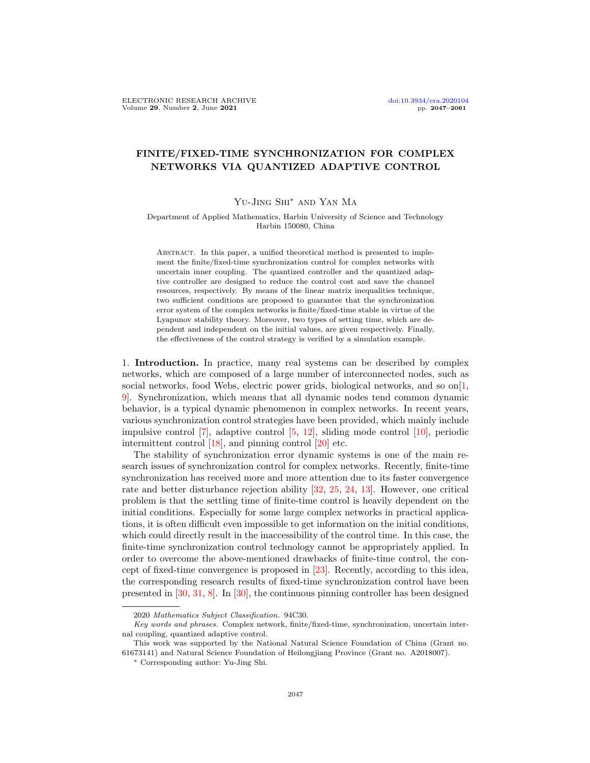# FINITE/FIXED-TIME SYNCHRONIZATION FOR COMPLEX NETWORKS VIA QUANTIZED ADAPTIVE CONTROL

Yu-Jing Shi* and Yan Ma

Department of Applied Mathematics, Harbin University of Science and Technology
Harbin 150080, China

Abstract. In this paper, a unified theoretical method is presented to implement the finite/fixed-time synchronization control for complex networks with uncertain inner coupling. The quantized controller and the quantized adaptive controller are designed to reduce the control cost and save the channel resources, respectively. By means of the linear matrix inequalities technique, two sufficient conditions are proposed to guarantee that the synchronization error system of the complex networks is finite/fixed-time stable in virtue of the Lyapunov stability theory. Moreover, two types of setting time, which are dependent and independent on the initial values, are given respectively. Finally, the effectiveness of the control strategy is verified by a simulation example.

1. **Introduction.** In practice, many real systems can be described by complex networks, which are composed of a large number of interconnected nodes, such as social networks, food Webs, electric power grids, biological networks, and so on[1, 9]. Synchronization, which means that all dynamic nodes tend common dynamic behavior, is a typical dynamic phenomenon in complex networks. In recent years, various synchronization control strategies have been provided, which mainly include impulsive control [7], adaptive control [5, 12], sliding mode control [10], periodic intermittent control [18], and pinning control [20] etc.

The stability of synchronization error dynamic systems is one of the main research issues of synchronization control for complex networks. Recently, finite-time synchronization has received more and more attention due to its faster convergence rate and better disturbance rejection ability [32, 25, 24, 13]. However, one critical problem is that the settling time of finite-time control is heavily dependent on the initial conditions. Especially for some large complex networks in practical applications, it is often difficult even impossible to get information on the initial conditions, which could directly result in the inaccessibility of the control time. In this case, the finite-time synchronization control technology cannot be appropriately applied. In order to overcome the above-mentioned drawbacks of finite-time control, the concept of fixed-time convergence is proposed in [23]. Recently, according to this idea, the corresponding research results of fixed-time synchronization control have been presented in [30, 31, 8]. In [30], the continuous pinning controller has been designed

2020 *Mathematics Subject Classification.* 94C30.

*Key words and phrases.* Complex network, finite/fixed-time, synchronization, uncertain internal coupling, quantized adaptive control.

This work was supported by the National Natural Science Foundation of China (Grant no. 61673141) and Natural Science Foundation of Heilongjiang Province (Grant no. A2018007).

* Corresponding author: Yu-Jing Shi.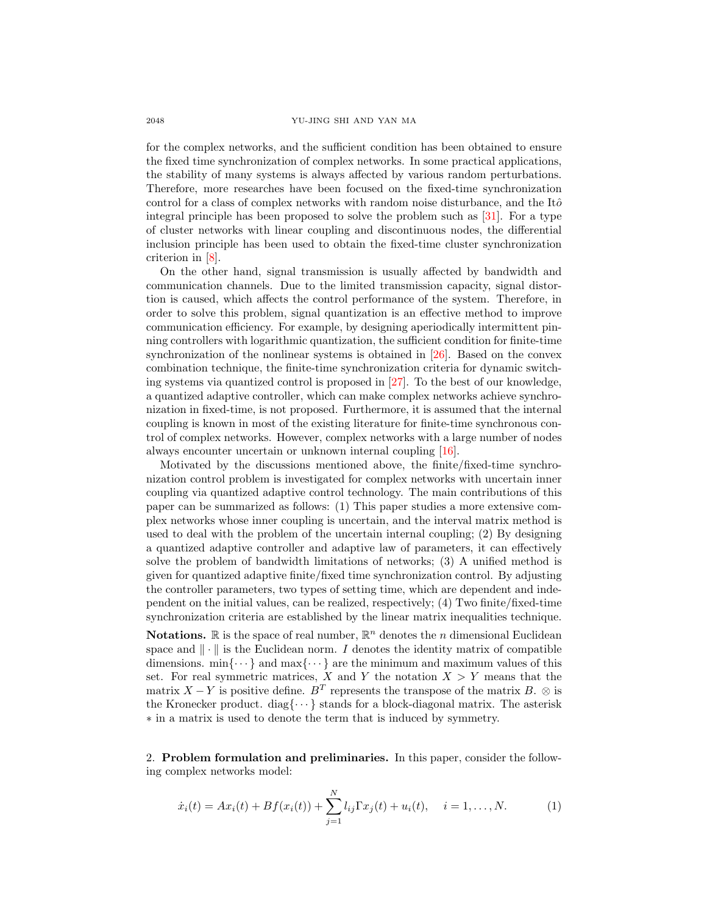for the complex networks, and the sufficient condition has been obtained to ensure the fixed time synchronization of complex networks. In some practical applications, the stability of many systems is always affected by various random perturbations. Therefore, more researches have been focused on the fixed-time synchronization control for a class of complex networks with random noise disturbance, and the Itô integral principle has been proposed to solve the problem such as [31]. For a type of cluster networks with linear coupling and discontinuous nodes, the differential inclusion principle has been used to obtain the fixed-time cluster synchronization criterion in [8].

On the other hand, signal transmission is usually affected by bandwidth and communication channels. Due to the limited transmission capacity, signal distortion is caused, which affects the control performance of the system. Therefore, in order to solve this problem, signal quantization is an effective method to improve communication efficiency. For example, by designing aperiodically intermittent pinning controllers with logarithmic quantization, the sufficient condition for finite-time synchronization of the nonlinear systems is obtained in [26]. Based on the convex combination technique, the finite-time synchronization criteria for dynamic switching systems via quantized control is proposed in [27]. To the best of our knowledge, a quantized adaptive controller, which can make complex networks achieve synchronization in fixed-time, is not proposed. Furthermore, it is assumed that the internal coupling is known in most of the existing literature for finite-time synchronous control of complex networks. However, complex networks with a large number of nodes always encounter uncertain or unknown internal coupling [16].

Motivated by the discussions mentioned above, the finite/fixed-time synchronization control problem is investigated for complex networks with uncertain inner coupling via quantized adaptive control technology. The main contributions of this paper can be summarized as follows: (1) This paper studies a more extensive complex networks whose inner coupling is uncertain, and the interval matrix method is used to deal with the problem of the uncertain internal coupling; (2) By designing a quantized adaptive controller and adaptive law of parameters, it can effectively solve the problem of bandwidth limitations of networks; (3) A unified method is given for quantized adaptive finite/fixed time synchronization control. By adjusting the controller parameters, two types of setting time, which are dependent and independent on the initial values, can be realized, respectively; (4) Two finite/fixed-time synchronization criteria are established by the linear matrix inequalities technique.

**Notations.** $\mathbb{R}$ is the space of real number, $\mathbb{R}^n$ denotes the $n$ dimensional Euclidean space and $\|\cdot\|$ is the Euclidean norm. $I$ denotes the identity matrix of compatible dimensions. $\min\{\cdots\}$ and $\max\{\cdots\}$ are the minimum and maximum values of this set. For real symmetric matrices, $X$ and $Y$ the notation $X > Y$ means that the matrix $X - Y$ is positive define. $B^T$ represents the transpose of the matrix $B$. $\otimes$ is the Kronecker product. $\text{diag}\{\cdots\}$ stands for a block-diagonal matrix. The asterisk $*$ in a matrix is used to denote the term that is induced by symmetry.

## 2. **Problem formulation and preliminaries.**

In this paper, consider the following complex networks model:

$$\dot{x}_i(t) = Ax_i(t) + Bf(x_i(t)) + \sum_{j=1}^{N} l_{ij}\Gamma x_j(t) + u_i(t), \quad i = 1, \dots, N. \tag{1}$$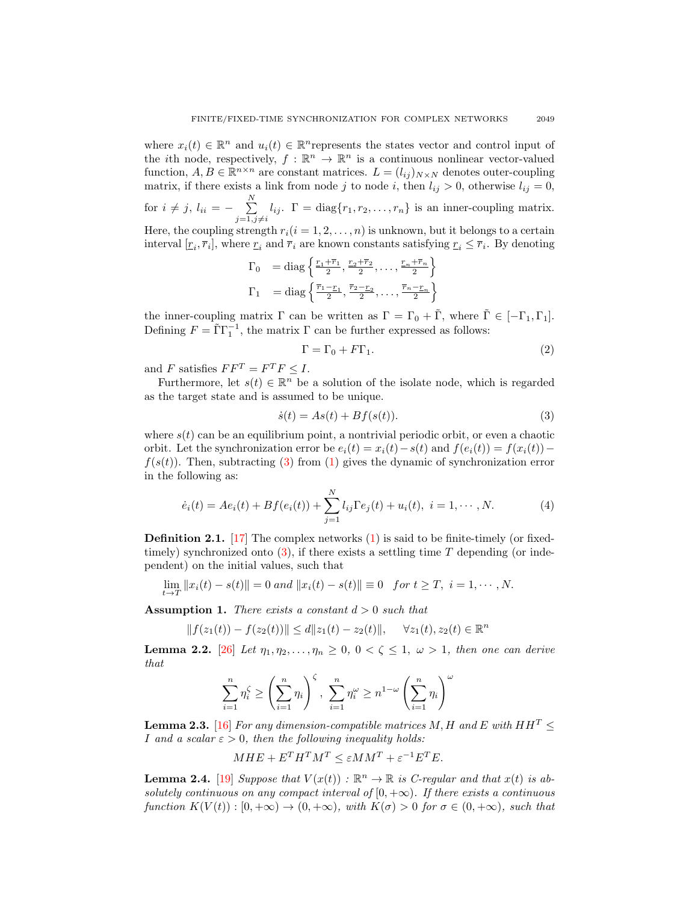where $x_i(t) \in \mathbb{R}^n$ and $u_i(t) \in \mathbb{R}^n$represents the states vector and control input of the $i$th node, respectively, $f : \mathbb{R}^n \to \mathbb{R}^n$ is a continuous nonlinear vector-valued function, $A, B \in \mathbb{R}^{n\times n}$ are constant matrices. $L = (l_{ij})_{N\times N}$ denotes outer-coupling matrix, if there exists a link from node $j$ to node $i$, then $l_{ij} > 0$, otherwise $l_{ij} = 0$, for $i \neq j$, $l_{ii} = -\sum_{j=1, j\neq i}^{N} l_{ij}$. $\Gamma = \text{diag}\{r_1, r_2, \ldots, r_n\}$ is an inner-coupling matrix. Here, the coupling strength $r_i (i = 1, 2, \ldots, n)$ is unknown, but it belongs to a certain interval $[\underline{r}_i, \overline{r}_i]$, where $\underline{r}_i$ and $\overline{r}_i$ are known constants satisfying $\underline{r}_i \leq \overline{r}_i$. By denoting

$$
\begin{aligned}
\Gamma_0 &= \text{diag}\left\{\tfrac{\underline{r}_1+\overline{r}_1}{2}, \tfrac{\underline{r}_2+\overline{r}_2}{2}, \ldots, \tfrac{\underline{r}_n+\overline{r}_n}{2}\right\} \\
\Gamma_1 &= \text{diag}\left\{\tfrac{\overline{r}_1-\underline{r}_1}{2}, \tfrac{\overline{r}_2-\underline{r}_2}{2}, \ldots, \tfrac{\overline{r}_n-\underline{r}_n}{2}\right\}
\end{aligned}
$$

the inner-coupling matrix $\Gamma$ can be written as $\Gamma = \Gamma_0 + \tilde{\Gamma}$, where $\tilde{\Gamma} \in [-\Gamma_1, \Gamma_1]$. Defining $F = \tilde{\Gamma}\Gamma_1^{-1}$, the matrix $\Gamma$ can be further expressed as follows:

$$
\Gamma = \Gamma_0 + F\Gamma_1. \tag{2}
$$

and $F$ satisfies $FF^T = F^T F \leq I$.

Furthermore, let $s(t) \in \mathbb{R}^n$ be a solution of the isolate node, which is regarded as the target state and is assumed to be unique.

$$
\dot{s}(t) = As(t) + Bf(s(t)). \tag{3}
$$

where $s(t)$ can be an equilibrium point, a nontrivial periodic orbit, or even a chaotic orbit. Let the synchronization error be $e_i(t) = x_i(t) - s(t)$ and $f(e_i(t)) = f(x_i(t)) - f(s(t))$. Then, subtracting (3) from (1) gives the dynamic of synchronization error in the following as:

$$
\dot{e}_i(t) = Ae_i(t) + Bf(e_i(t)) + \sum_{j=1}^{N} l_{ij}\Gamma e_j(t) + u_i(t), \ i = 1, \cdots, N. \tag{4}
$$

**Definition 2.1.** [17] The complex networks (1) is said to be finite-timely (or fixed-timely) synchronized onto (3), if there exists a settling time $T$ depending (or independent) on the initial values, such that

$$
\lim_{t\to T} \|x_i(t) - s(t)\| = 0 \ \textit{and} \ \|x_i(t) - s(t)\| \equiv 0 \quad \textit{for } t \geq T, \ i = 1, \cdots, N.
$$

**Assumption 1.** *There exists a constant $d > 0$ such that*

$$
\|f(z_1(t)) - f(z_2(t))\| \leq d\|z_1(t) - z_2(t)\|, \quad \forall z_1(t), z_2(t) \in \mathbb{R}^n
$$

**Lemma 2.2.** [26] *Let $\eta_1, \eta_2, \ldots, \eta_n \geq 0$, $0 < \zeta \leq 1$, $\omega > 1$, then one can derive that*

$$
\sum_{i=1}^{n} \eta_i^{\zeta} \geq \left(\sum_{i=1}^{n} \eta_i\right)^{\zeta}, \ \sum_{i=1}^{n} \eta_i^{\omega} \geq n^{1-\omega}\left(\sum_{i=1}^{n} \eta_i\right)^{\omega}
$$

**Lemma 2.3.** [16] *For any dimension-compatible matrices $M, H$ and $E$ with $HH^T \leq I$ and a scalar $\varepsilon > 0$, then the following inequality holds:*

$$
MHE + E^T H^T M^T \leq \varepsilon MM^T + \varepsilon^{-1} E^T E.
$$

**Lemma 2.4.** [19] *Suppose that $V(x(t)) : \mathbb{R}^n \to \mathbb{R}$ is C-regular and that $x(t)$ is absolutely continuous on any compact interval of $[0, +\infty)$. If there exists a continuous function $K(V(t)) : [0, +\infty) \to (0, +\infty)$, with $K(\sigma) > 0$ for $\sigma \in (0, +\infty)$, such that*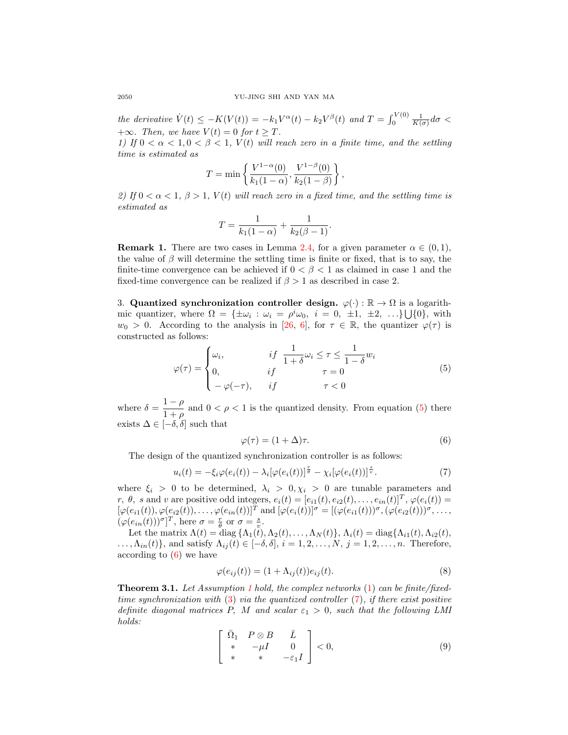*the derivative* $\dot{V}(t) \leq -K(V(t)) = -k_1 V^{\alpha}(t) - k_2 V^{\beta}(t)$ *and* $T = \int_0^{V(0)} \frac{1}{K(\sigma)} d\sigma < +\infty$. *Then, we have* $V(t) = 0$ *for* $t \geq T$.

*1) If* $0 < \alpha < 1, 0 < \beta < 1$, $V(t)$ *will reach zero in a finite time, and the settling time is estimated as*

$$T = \min\left\{ \frac{V^{1-\alpha}(0)}{k_1(1-\alpha)}, \frac{V^{1-\beta}(0)}{k_2(1-\beta)} \right\},$$

*2) If* $0 < \alpha < 1$, $\beta > 1$, $V(t)$ *will reach zero in a fixed time, and the settling time is estimated as*

$$T = \frac{1}{k_1(1-\alpha)} + \frac{1}{k_2(\beta - 1)}.$$

**Remark 1.** There are two cases in Lemma 2.4, for a given parameter $\alpha \in (0, 1)$, the value of $\beta$ will determine the settling time is finite or fixed, that is to say, the finite-time convergence can be achieved if $0 < \beta < 1$ as claimed in case 1 and the fixed-time convergence can be realized if $\beta > 1$ as described in case 2.

## 3. Quantized synchronization controller design.

$\varphi(\cdot) : \mathbb{R} \to \Omega$ is a logarithmic quantizer, where $\Omega = \{\pm\omega_i : \omega_i = \rho^i \omega_0,\ i = 0,\ \pm 1,\ \pm 2,\ \ldots\} \bigcup \{0\}$, with $w_0 > 0$. According to the analysis in [26, 6], for $\tau \in \mathbb{R}$, the quantizer $\varphi(\tau)$ is constructed as follows:

$$\varphi(\tau) = \begin{cases} \omega_i, & if \ \ \frac{1}{1+\delta}\omega_i \leq \tau \leq \frac{1}{1-\delta} w_i \\ 0, & if \qquad \tau = 0 \\ -\varphi(-\tau), & if \qquad \tau < 0 \end{cases} \tag{5}$$

where $\delta = \dfrac{1-\rho}{1+\rho}$ and $0 < \rho < 1$ is the quantized density. From equation (5) there exists $\Delta \in [-\delta, \delta]$ such that

$$\varphi(\tau) = (1 + \Delta)\tau. \tag{6}$$

The design of the quantized synchronization controller is as follows:

$$u_i(t) = -\xi_i \varphi(e_i(t)) - \lambda_i [\varphi(e_i(t))]^{\frac{r}{\theta}} - \chi_i [\varphi(e_i(t))]^{\frac{s}{v}}. \tag{7}$$

where $\xi_i > 0$ to be determined, $\lambda_i > 0, \chi_i > 0$ are tunable parameters and $r,\ \theta,\ s$ and $v$ are positive odd integers, $e_i(t) = [e_{i1}(t), e_{i2}(t), \ldots, e_{in}(t)]^T$, $\varphi(e_i(t)) = [\varphi(e_{i1}(t)), \varphi(e_{i2}(t)), \ldots, \varphi(e_{in}(t))]^T$ and $[\varphi(e_i(t))]^{\sigma} = [(\varphi(e_{i1}(t)))^{\sigma}, (\varphi(e_{i2}(t)))^{\sigma}, \ldots, (\varphi(e_{in}(t)))^{\sigma}]^T$, here $\sigma = \frac{r}{\theta}$ or $\sigma = \frac{s}{v}$.

Let the matrix $\Lambda(t) = \operatorname{diag}\{\Lambda_1(t), \Lambda_2(t), \ldots, \Lambda_N(t)\}$, $\Lambda_i(t) = \operatorname{diag}\{\Lambda_{i1}(t), \Lambda_{i2}(t), \ldots, \Lambda_{in}(t)\}$, and satisfy $\Lambda_{ij}(t) \in [-\delta, \delta]$, $i = 1, 2, \ldots, N$, $j = 1, 2, \ldots, n$. Therefore, according to (6) we have

$$\varphi(e_{ij}(t)) = (1 + \Lambda_{ij}(t)) e_{ij}(t). \tag{8}$$

**Theorem 3.1.** *Let Assumption 1 hold, the complex networks (1) can be finite/fixed-time synchronization with (3) via the quantized controller (7), if there exist positive definite diagonal matrices* $P$, $M$ *and scalar* $\varepsilon_1 > 0$, *such that the following LMI holds:*

$$\begin{bmatrix} \bar{\Omega}_1 & P \otimes B & \bar{L} \\ * & -\mu I & 0 \\ * & * & -\varepsilon_1 I \end{bmatrix} < 0, \tag{9}$$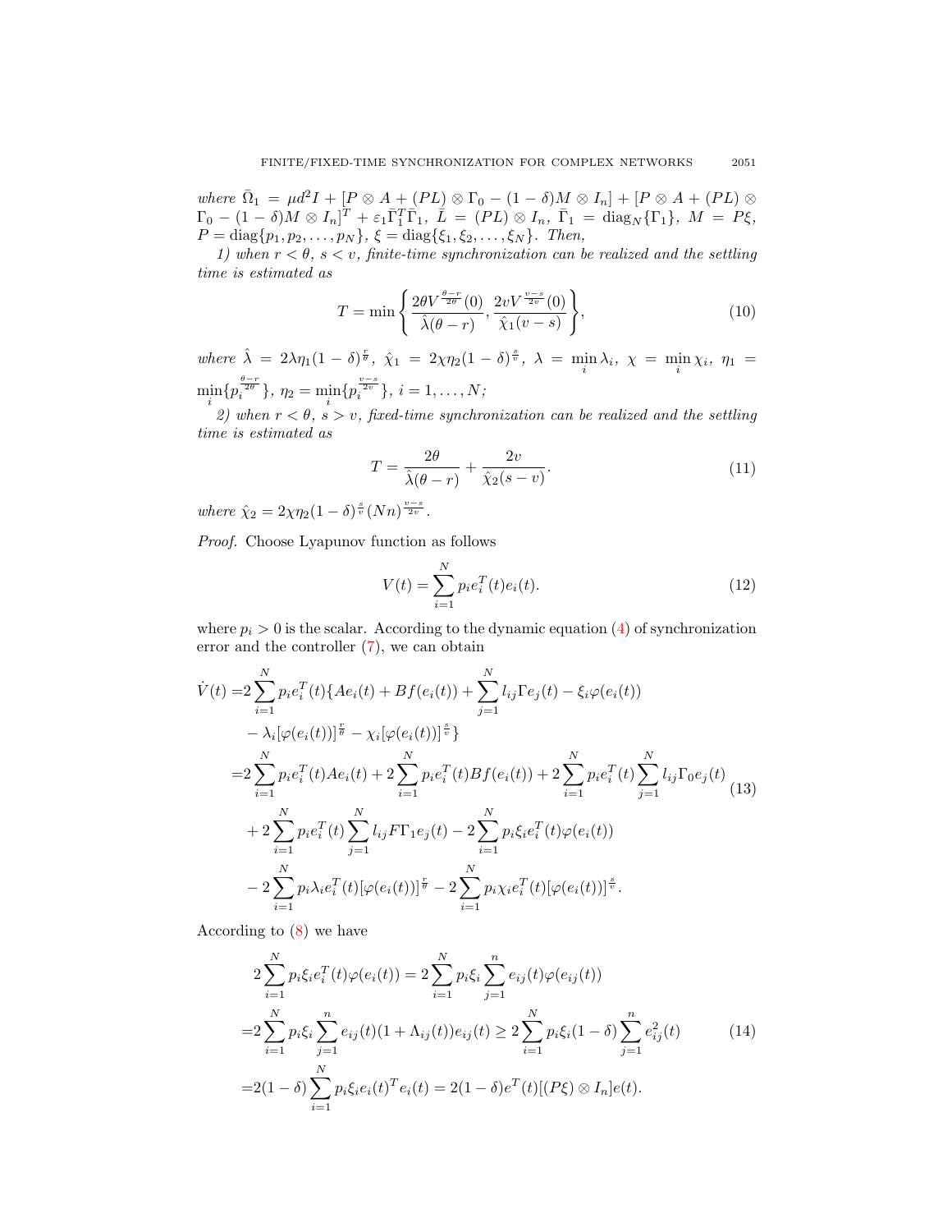*where* $\bar{\Omega}_1 = \mu d^2 I + [P \otimes A + (PL) \otimes \Gamma_0 - (1-\delta) M \otimes I_n] + [P \otimes A + (PL) \otimes \Gamma_0 - (1-\delta) M \otimes I_n]^T + \varepsilon_1 \bar{\Gamma}_1^T \bar{\Gamma}_1$, $\bar{L} = (PL) \otimes I_n$, $\bar{\Gamma}_1 = \mathrm{diag}_N\{\Gamma_1\}$, $M = P\xi$, $P = \mathrm{diag}\{p_1, p_2, \ldots, p_N\}$, $\xi = \mathrm{diag}\{\xi_1, \xi_2, \ldots, \xi_N\}$. *Then,*

*1) when* $r < \theta$, $s < v$, *finite-time synchronization can be realized and the settling time is estimated as*

$$T = \min\left\{ \frac{2\theta V^{\frac{\theta - r}{2\theta}}(0)}{\hat{\lambda}(\theta - r)}, \frac{2v V^{\frac{v-s}{2v}}(0)}{\hat{\chi}_1 (v - s)} \right\}, \tag{10}$$

*where* $\hat{\lambda} = 2\lambda \eta_1 (1-\delta)^{\frac{r}{\theta}}$, $\hat{\chi}_1 = 2\chi \eta_2 (1-\delta)^{\frac{s}{v}}$, $\lambda = \min\limits_i \lambda_i$, $\chi = \min\limits_i \chi_i$, $\eta_1 = \min\limits_i \{p_i^{\frac{\theta - r}{2\theta}}\}$, $\eta_2 = \min\limits_i \{p_i^{\frac{v-s}{2v}}\}$, $i = 1, \ldots, N$*;*

*2) when* $r < \theta$, $s > v$, *fixed-time synchronization can be realized and the settling time is estimated as*

$$T = \frac{2\theta}{\hat{\lambda}(\theta - r)} + \frac{2v}{\hat{\chi}_2 (s - v)}. \tag{11}$$

*where* $\hat{\chi}_2 = 2\chi \eta_2 (1-\delta)^{\frac{s}{v}} (Nn)^{\frac{v-s}{2v}}$.

*Proof.* Choose Lyapunov function as follows

$$V(t) = \sum_{i=1}^{N} p_i e_i^T(t) e_i(t). \tag{12}$$

where $p_i > 0$ is the scalar. According to the dynamic equation (4) of synchronization error and the controller (7), we can obtain

$$\begin{aligned}
\dot{V}(t) =& 2\sum_{i=1}^{N} p_i e_i^T(t) \{ A e_i(t) + B f(e_i(t)) + \sum_{j=1}^{N} l_{ij} \Gamma e_j(t) - \xi_i \varphi(e_i(t)) \\
& - \lambda_i [\varphi(e_i(t))]^{\frac{r}{\theta}} - \chi_i [\varphi(e_i(t))]^{\frac{s}{v}} \} \\
=& 2\sum_{i=1}^{N} p_i e_i^T(t) A e_i(t) + 2\sum_{i=1}^{N} p_i e_i^T(t) B f(e_i(t)) + 2\sum_{i=1}^{N} p_i e_i^T(t) \sum_{j=1}^{N} l_{ij} \Gamma_0 e_j(t) \\
& + 2\sum_{i=1}^{N} p_i e_i^T(t) \sum_{j=1}^{N} l_{ij} F \Gamma_1 e_j(t) - 2\sum_{i=1}^{N} p_i \xi_i e_i^T(t) \varphi(e_i(t)) \\
& - 2\sum_{i=1}^{N} p_i \lambda_i e_i^T(t) [\varphi(e_i(t))]^{\frac{r}{\theta}} - 2\sum_{i=1}^{N} p_i \chi_i e_i^T(t) [\varphi(e_i(t))]^{\frac{s}{v}}.
\end{aligned} \tag{13}$$

According to (8) we have

$$\begin{aligned}
& 2\sum_{i=1}^{N} p_i \xi_i e_i^T(t) \varphi(e_i(t)) = 2\sum_{i=1}^{N} p_i \xi_i \sum_{j=1}^{n} e_{ij}(t) \varphi(e_{ij}(t)) \\
=& 2\sum_{i=1}^{N} p_i \xi_i \sum_{j=1}^{n} e_{ij}(t)(1 + \Lambda_{ij}(t)) e_{ij}(t) \geq 2\sum_{i=1}^{N} p_i \xi_i (1-\delta) \sum_{j=1}^{n} e_{ij}^2(t) \\
=& 2(1-\delta) \sum_{i=1}^{N} p_i \xi_i e_i(t)^T e_i(t) = 2(1-\delta) e^T(t) [(P\xi) \otimes I_n] e(t).
\end{aligned} \tag{14}$$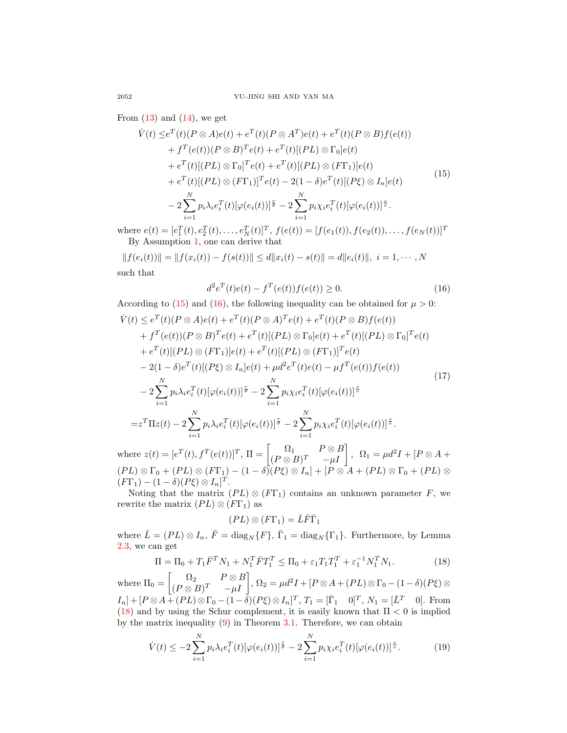From (13) and (14), we get

$$
\begin{aligned}
\dot{V}(t) \leq & e^T(t)(P \otimes A)e(t) + e^T(t)(P \otimes A^T)e(t) + e^T(t)(P \otimes B)f(e(t)) \\
& + f^T(e(t))(P \otimes B)^T e(t) + e^T(t)[(PL) \otimes \Gamma_0]e(t) \\
& + e^T(t)[(PL) \otimes \Gamma_0]^T e(t) + e^T(t)[(PL) \otimes (F\Gamma_1)]e(t) \\
& + e^T(t)[(PL) \otimes (F\Gamma_1)]^T e(t) - 2(1-\delta)e^T(t)[(P\xi) \otimes I_n]e(t) \\
& - 2\sum_{i=1}^{N} p_i \lambda_i e_i^T(t)[\varphi(e_i(t))]^{\frac{r}{\vartheta}} - 2\sum_{i=1}^{N} p_i \chi_i e_i^T(t)[\varphi(e_i(t))]^{\frac{s}{v}}.
\end{aligned} \tag{15}
$$

where $e(t) = [e_1^T(t), e_2^T(t), \ldots, e_N^T(t)]^T$, $f(e(t)) = [f(e_1(t)), f(e_2(t)), \ldots, f(e_N(t))]^T$

By Assumption 1, one can derive that

$$
\|f(e_i(t))\| = \|f(x_i(t)) - f(s(t))\| \leq d\|x_i(t) - s(t)\| = d\|e_i(t)\|, \ i = 1, \cdots, N
$$

such that

$$
d^2 e^T(t)e(t) - f^T(e(t))f(e(t)) \geq 0. \tag{16}
$$

According to (15) and (16), the following inequality can be obtained for $\mu > 0$:

$$
\begin{aligned}
\dot{V}(t) \leq & \, e^T(t)(P \otimes A)e(t) + e^T(t)(P \otimes A)^T e(t) + e^T(t)(P \otimes B)f(e(t)) \\
& + f^T(e(t))(P \otimes B)^T e(t) + e^T(t)[(PL) \otimes \Gamma_0]e(t) + e^T(t)[(PL) \otimes \Gamma_0]^T e(t) \\
& + e^T(t)[(PL) \otimes (F\Gamma_1)]e(t) + e^T(t)[(PL) \otimes (F\Gamma_1)]^T e(t) \\
& - 2(1-\delta)e^T(t)[(P\xi) \otimes I_n]e(t) + \mu d^2 e^T(t)e(t) - \mu f^T(e(t))f(e(t)) \\
& - 2\sum_{i=1}^{N} p_i \lambda_i e_i^T(t)[\varphi(e_i(t))]^{\frac{r}{\vartheta}} - 2\sum_{i=1}^{N} p_i \chi_i e_i^T(t)[\varphi(e_i(t))]^{\frac{s}{v}} \\
= & z^T \Pi z(t) - 2\sum_{i=1}^{N} p_i \lambda_i e_i^T(t)[\varphi(e_i(t))]^{\frac{r}{\vartheta}} - 2\sum_{i=1}^{N} p_i \chi_i e_i^T(t)[\varphi(e_i(t))]^{\frac{s}{v}}.
\end{aligned} \tag{17}
$$

where $z(t) = [e^T(t), f^T(e(t))]^T$, $\Pi = \begin{bmatrix} \Omega_1 & P \otimes B \\ (P \otimes B)^T & -\mu I \end{bmatrix}$, $\Omega_1 = \mu d^2 I + [P \otimes A + (PL) \otimes \Gamma_0 + (PL) \otimes (F\Gamma_1) - (1-\delta)(P\xi) \otimes I_n] + [P \otimes A + (PL) \otimes \Gamma_0 + (PL) \otimes (F\Gamma_1) - (1-\delta)(P\xi) \otimes I_n]^T$.

Noting that the matrix $(PL) \otimes (F\Gamma_1)$ contains an unknown parameter $F$, we rewrite the matrix $(PL) \otimes (F\Gamma_1)$ as

$$
(PL) \otimes (F\Gamma_1) = \bar{L}\bar{F}\bar{\Gamma}_1
$$

where $\bar{L} = (PL) \otimes I_n$, $\bar{F} = \text{diag}_N\{F\}$, $\bar{\Gamma}_1 = \text{diag}_N\{\Gamma_1\}$. Furthermore, by Lemma 2.3, we can get

$$
\Pi = \Pi_0 + T_1 \bar{F}^T N_1 + N_1^T \bar{F} T_1^T \leq \Pi_0 + \varepsilon_1 T_1 T_1^T + \varepsilon_1^{-1} N_1^T N_1. \tag{18}
$$

where $\Pi_0 = \begin{bmatrix} \Omega_2 & P \otimes B \\ (P \otimes B)^T & -\mu I \end{bmatrix}$, $\Omega_2 = \mu d^2 I + [P \otimes A + (PL) \otimes \Gamma_0 - (1-\delta)(P\xi) \otimes I_n] + [P \otimes A + (PL) \otimes \Gamma_0 - (1-\delta)(P\xi) \otimes I_n]^T$, $T_1 = [\bar{\Gamma}_1 \quad 0]^T$, $N_1 = [\bar{L}^T \quad 0]$. From (18) and by using the Schur complement, it is easily known that $\Pi < 0$ is implied by the matrix inequality (9) in Theorem 3.1. Therefore, we can obtain

$$
\dot{V}(t) \leq -2\sum_{i=1}^{N} p_i \lambda_i e_i^T(t)[\varphi(e_i(t))]^{\frac{r}{\vartheta}} - 2\sum_{i=1}^{N} p_i \chi_i e_i^T(t)[\varphi(e_i(t))]^{\frac{s}{v}}. \tag{19}
$$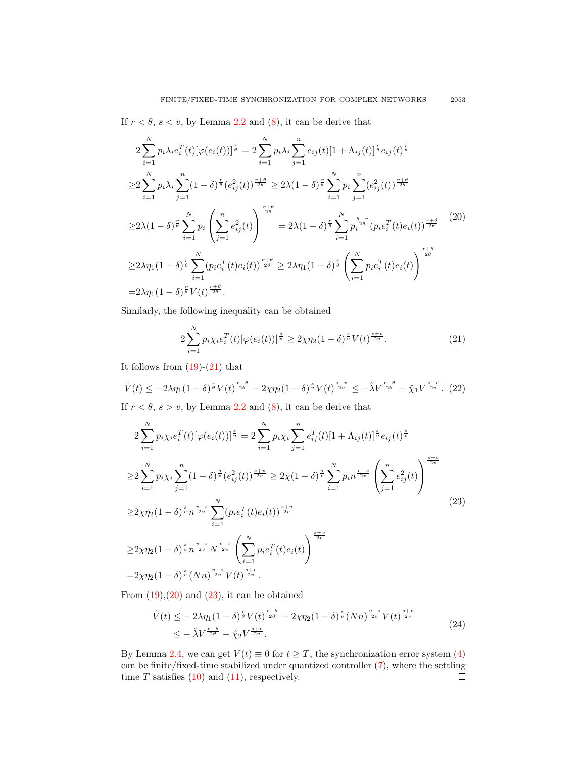If $r < \theta$, $s < v$, by Lemma 2.2 and (8), it can be derive that

$$
\begin{aligned}
&2\sum_{i=1}^{N} p_i \lambda_i e_i^T(t)[\varphi(e_i(t))]^{\frac{r}{\theta}} = 2\sum_{i=1}^{N} p_i \lambda_i \sum_{j=1}^{n} e_{ij}(t)[1+\Lambda_{ij}(t)]^{\frac{r}{\theta}} e_{ij}(t)^{\frac{r}{\theta}} \\
\geq & 2\sum_{i=1}^{N} p_i \lambda_i \sum_{j=1}^{n} (1-\delta)^{\frac{r}{\theta}} (e_{ij}^2(t))^{\frac{r+\theta}{2\theta}} \geq 2\lambda(1-\delta)^{\frac{r}{\theta}} \sum_{i=1}^{N} p_i \sum_{j=1}^{n} (e_{ij}^2(t))^{\frac{r+\theta}{2\theta}} \\
\geq & 2\lambda(1-\delta)^{\frac{r}{\theta}} \sum_{i=1}^{N} p_i \left(\sum_{j=1}^{n} e_{ij}^2(t)\right)^{\frac{r+\theta}{2\theta}} = 2\lambda(1-\delta)^{\frac{r}{\theta}} \sum_{i=1}^{N} p_i^{\frac{\theta-r}{2\theta}} (p_i e_i^T(t) e_i(t))^{\frac{r+\theta}{2\theta}} \\
\geq & 2\lambda\eta_1(1-\delta)^{\frac{r}{\theta}} \sum_{i=1}^{N} (p_i e_i^T(t) e_i(t))^{\frac{r+\theta}{2\theta}} \geq 2\lambda\eta_1(1-\delta)^{\frac{r}{\theta}} \left(\sum_{i=1}^{N} p_i e_i^T(t) e_i(t)\right)^{\frac{r+\theta}{2\theta}} \\
= & 2\lambda\eta_1(1-\delta)^{\frac{r}{\theta}} V(t)^{\frac{r+\theta}{2\theta}}.
\end{aligned} \tag{20}
$$

Similarly, the following inequality can be obtained

$$
2\sum_{i=1}^{N} p_i \chi_i e_i^T(t)[\varphi(e_i(t))]^{\frac{s}{v}} \geq 2\chi\eta_2(1-\delta)^{\frac{s}{v}} V(t)^{\frac{s+v}{2v}}. \tag{21}
$$

It follows from (19)-(21) that

$$
\dot{V}(t) \leq -2\lambda\eta_1(1-\delta)^{\frac{r}{\theta}} V(t)^{\frac{r+\theta}{2\theta}} - 2\chi\eta_2(1-\delta)^{\frac{s}{v}} V(t)^{\frac{s+v}{2v}} \leq -\hat{\lambda} V^{\frac{r+\theta}{2\theta}} - \hat{\chi}_1 V^{\frac{s+v}{2v}}. \tag{22}
$$

If $r < \theta$, $s > v$, by Lemma 2.2 and (8), it can be derive that

$$
\begin{aligned}
&2\sum_{i=1}^{N} p_i \chi_i e_i^T(t)[\varphi(e_i(t))]^{\frac{s}{v}} = 2\sum_{i=1}^{N} p_i \chi_i \sum_{j=1}^{n} e_{ij}^T(t)[1+\Lambda_{ij}(t)]^{\frac{s}{v}} e_{ij}(t)^{\frac{s}{v}} \\
\geq & 2\sum_{i=1}^{N} p_i \chi_i \sum_{j=1}^{n} (1-\delta)^{\frac{s}{v}} (e_{ij}^2(t))^{\frac{s+v}{2v}} \geq 2\chi(1-\delta)^{\frac{s}{v}} \sum_{i=1}^{N} p_i n^{\frac{v-s}{2v}} \left(\sum_{j=1}^{n} e_{ij}^2(t)\right)^{\frac{s+v}{2v}} \\
\geq & 2\chi\eta_2(1-\delta)^{\frac{s}{v}} n^{\frac{v-s}{2v}} \sum_{i=1}^{N} (p_i e_i^T(t) e_i(t))^{\frac{s+v}{2v}} \\
\geq & 2\chi\eta_2(1-\delta)^{\frac{s}{v}} n^{\frac{v-s}{2v}} N^{\frac{v-s}{2v}} \left(\sum_{i=1}^{N} p_i e_i^T(t) e_i(t)\right)^{\frac{s+v}{2v}} \\
= & 2\chi\eta_2(1-\delta)^{\frac{s}{v}} (Nn)^{\frac{v-s}{2v}} V(t)^{\frac{s+v}{2v}}.
\end{aligned} \tag{23}
$$

From (19),(20) and (23), it can be obtained

$$
\begin{aligned}
\dot{V}(t) \leq & -2\lambda\eta_1(1-\delta)^{\frac{r}{\theta}} V(t)^{\frac{r+\theta}{2\theta}} - 2\chi\eta_2(1-\delta)^{\frac{s}{v}} (Nn)^{\frac{v-s}{2v}} V(t)^{\frac{s+v}{2v}} \\
\leq & -\hat{\lambda} V^{\frac{r+\theta}{2\theta}} - \hat{\chi}_2 V^{\frac{s+v}{2v}}.
\end{aligned} \tag{24}
$$

By Lemma 2.4, we can get $V(t) \equiv 0$ for $t \geq T$, the synchronization error system (4) can be finite/fixed-time stabilized under quantized controller (7), where the settling time $T$ satisfies (10) and (11), respectively. ∎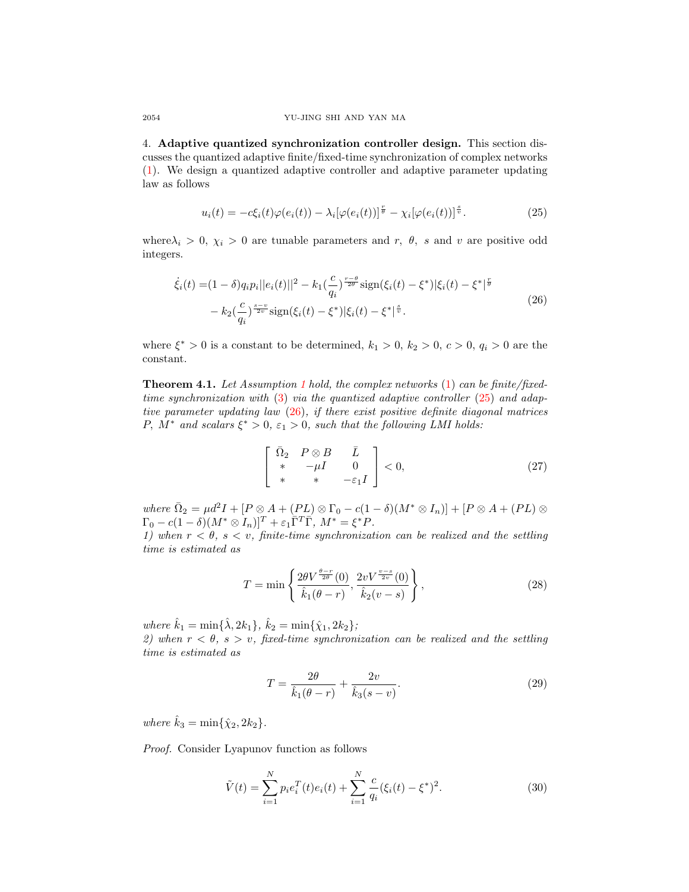**4. Adaptive quantized synchronization controller design.** This section discusses the quantized adaptive finite/fixed-time synchronization of complex networks (1). We design a quantized adaptive controller and adaptive parameter updating law as follows

$$u_i(t) = -c\xi_i(t)\varphi(e_i(t)) - \lambda_i[\varphi(e_i(t))]^{\frac{r}{\theta}} - \chi_i[\varphi(e_i(t))]^{\frac{s}{v}}. \tag{25}$$

where$\lambda_i > 0$, $\chi_i > 0$ are tunable parameters and $r$, $\theta$, $s$ and $v$ are positive odd integers.

$$\begin{aligned}\dot{\xi}_i(t) =&(1-\delta)q_i p_i||e_i(t)||^2 - k_1(\frac{c}{q_i})^{\frac{r-\theta}{2\theta}}\operatorname{sign}(\xi_i(t)-\xi^*)|\xi_i(t)-\xi^*|^{\frac{r}{\theta}} \\ &- k_2(\frac{c}{q_i})^{\frac{s-v}{2v}}\operatorname{sign}(\xi_i(t)-\xi^*)|\xi_i(t)-\xi^*|^{\frac{s}{v}}.\end{aligned} \tag{26}$$

where $\xi^* > 0$ is a constant to be determined, $k_1 > 0$, $k_2 > 0$, $c > 0$, $q_i > 0$ are the constant.

**Theorem 4.1.** *Let Assumption 1 hold, the complex networks (1) can be finite/fixed-time synchronization with (3) via the quantized adaptive controller (25) and adaptive parameter updating law (26), if there exist positive definite diagonal matrices $P$, $M^*$ and scalars $\xi^* > 0$, $\varepsilon_1 > 0$, such that the following LMI holds:*

$$\begin{bmatrix} \bar{\Omega}_2 & P\otimes B & \bar{L} \\ * & -\mu I & 0 \\ * & * & -\varepsilon_1 I \end{bmatrix} < 0, \tag{27}$$

*where $\bar{\Omega}_2 = \mu d^2 I + [P\otimes A + (PL)\otimes \Gamma_0 - c(1-\delta)(M^*\otimes I_n)] + [P\otimes A + (PL)\otimes \Gamma_0 - c(1-\delta)(M^*\otimes I_n)]^T + \varepsilon_1\bar{\Gamma}^T\bar{\Gamma}$, $M^* = \xi^* P$.*
*1) when $r < \theta$, $s < v$, finite-time synchronization can be realized and the settling time is estimated as*

$$T = \min\left\{\frac{2\theta V^{\frac{\theta-r}{2\theta}}(0)}{\hat{k}_1(\theta-r)}, \frac{2vV^{\frac{v-s}{2v}}(0)}{\hat{k}_2(v-s)}\right\}, \tag{28}$$

*where $\hat{k}_1 = \min\{\hat{\lambda}, 2k_1\}$, $\hat{k}_2 = \min\{\hat{\chi}_1, 2k_2\}$;*
*2) when $r < \theta$, $s > v$, fixed-time synchronization can be realized and the settling time is estimated as*

$$T = \frac{2\theta}{\hat{k}_1(\theta-r)} + \frac{2v}{\hat{k}_3(s-v)}. \tag{29}$$

*where $\hat{k}_3 = \min\{\hat{\chi}_2, 2k_2\}$.*

*Proof.* Consider Lyapunov function as follows

$$\tilde{V}(t) = \sum_{i=1}^{N} p_i e_i^T(t)e_i(t) + \sum_{i=1}^{N}\frac{c}{q_i}(\xi_i(t)-\xi^*)^2. \tag{30}$$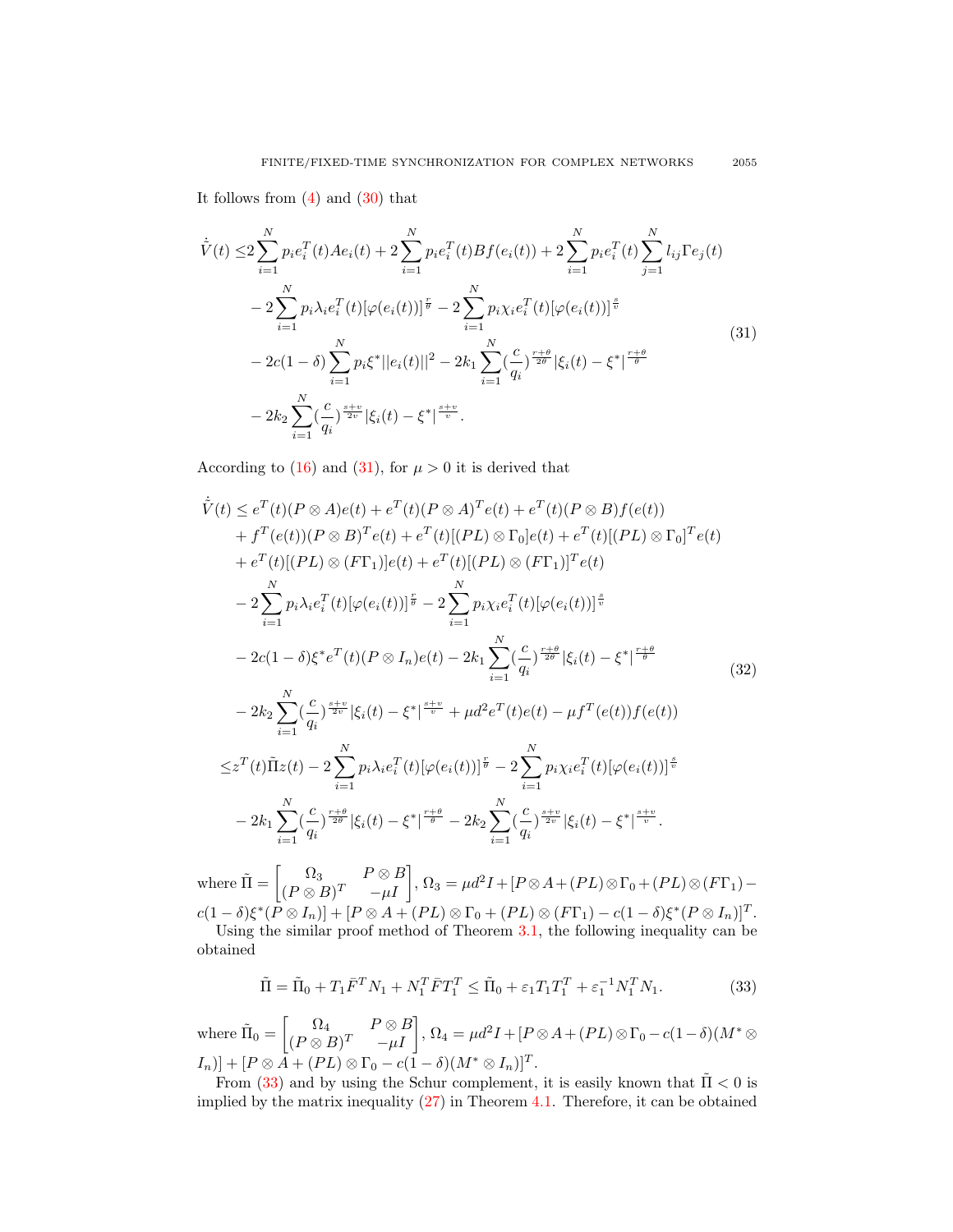It follows from (4) and (30) that

$$
\begin{aligned}
\dot{V}(t) \leq & 2\sum_{i=1}^{N} p_i e_i^T(t) A e_i(t) + 2\sum_{i=1}^{N} p_i e_i^T(t) B f(e_i(t)) + 2\sum_{i=1}^{N} p_i e_i^T(t) \sum_{j=1}^{N} l_{ij} \Gamma e_j(t) \\
& - 2\sum_{i=1}^{N} p_i \lambda_i e_i^T(t) [\varphi(e_i(t))]^{\frac{r}{\theta}} - 2\sum_{i=1}^{N} p_i \chi_i e_i^T(t) [\varphi(e_i(t))]^{\frac{s}{v}} \\
& - 2c(1-\delta)\sum_{i=1}^{N} p_i \xi^* ||e_i(t)||^2 - 2k_1 \sum_{i=1}^{N} (\frac{c}{q_i})^{\frac{r+\theta}{2\theta}} |\xi_i(t) - \xi^*|^{\frac{r+\theta}{\theta}} \\
& - 2k_2 \sum_{i=1}^{N} (\frac{c}{q_i})^{\frac{s+v}{2v}} |\xi_i(t) - \xi^*|^{\frac{s+v}{v}}.
\end{aligned}
\tag{31}
$$

According to (16) and (31), for $\mu > 0$ it is derived that

$$
\begin{aligned}
\dot{V}(t) \leq & e^T(t)(P \otimes A)e(t) + e^T(t)(P \otimes A)^T e(t) + e^T(t)(P \otimes B) f(e(t)) \\
& + f^T(e(t))(P \otimes B)^T e(t) + e^T(t)[(PL) \otimes \Gamma_0] e(t) + e^T(t)[(PL) \otimes \Gamma_0]^T e(t) \\
& + e^T(t)[(PL) \otimes (F\Gamma_1)] e(t) + e^T(t)[(PL) \otimes (F\Gamma_1)]^T e(t) \\
& - 2\sum_{i=1}^{N} p_i \lambda_i e_i^T(t) [\varphi(e_i(t))]^{\frac{r}{\theta}} - 2\sum_{i=1}^{N} p_i \chi_i e_i^T(t) [\varphi(e_i(t))]^{\frac{s}{v}} \\
& - 2c(1-\delta)\xi^* e^T(t)(P \otimes I_n) e(t) - 2k_1 \sum_{i=1}^{N} (\frac{c}{q_i})^{\frac{r+\theta}{2\theta}} |\xi_i(t) - \xi^*|^{\frac{r+\theta}{\theta}} \\
& - 2k_2 \sum_{i=1}^{N} (\frac{c}{q_i})^{\frac{s+v}{2v}} |\xi_i(t) - \xi^*|^{\frac{s+v}{v}} + \mu d^2 e^T(t) e(t) - \mu f^T(e(t)) f(e(t)) \\
\leq & z^T(t) \tilde{\Pi} z(t) - 2\sum_{i=1}^{N} p_i \lambda_i e_i^T(t) [\varphi(e_i(t))]^{\frac{r}{\theta}} - 2\sum_{i=1}^{N} p_i \chi_i e_i^T(t) [\varphi(e_i(t))]^{\frac{s}{v}} \\
& - 2k_1 \sum_{i=1}^{N} (\frac{c}{q_i})^{\frac{r+\theta}{2\theta}} |\xi_i(t) - \xi^*|^{\frac{r+\theta}{\theta}} - 2k_2 \sum_{i=1}^{N} (\frac{c}{q_i})^{\frac{s+v}{2v}} |\xi_i(t) - \xi^*|^{\frac{s+v}{v}}.
\end{aligned}
\tag{32}
$$

where $\tilde{\Pi} = \begin{bmatrix} \Omega_3 & P \otimes B \\ (P \otimes B)^T & -\mu I \end{bmatrix}$, $\Omega_3 = \mu d^2 I + [P \otimes A + (PL) \otimes \Gamma_0 + (PL) \otimes (F\Gamma_1) - c(1-\delta)\xi^*(P \otimes I_n)] + [P \otimes A + (PL) \otimes \Gamma_0 + (PL) \otimes (F\Gamma_1) - c(1-\delta)\xi^*(P \otimes I_n)]^T$.

Using the similar proof method of Theorem 3.1, the following inequality can be obtained

$$
\tilde{\Pi} = \tilde{\Pi}_0 + T_1 \bar{F}^T N_1 + N_1^T \bar{F} T_1^T \leq \tilde{\Pi}_0 + \varepsilon_1 T_1 T_1^T + \varepsilon_1^{-1} N_1^T N_1.
\tag{33}
$$

where $\tilde{\Pi}_0 = \begin{bmatrix} \Omega_4 & P \otimes B \\ (P \otimes B)^T & -\mu I \end{bmatrix}$, $\Omega_4 = \mu d^2 I + [P \otimes A + (PL) \otimes \Gamma_0 - c(1-\delta)(M^* \otimes I_n)] + [P \otimes A + (PL) \otimes \Gamma_0 - c(1-\delta)(M^* \otimes I_n)]^T$.

From (33) and by using the Schur complement, it is easily known that $\tilde{\Pi} < 0$ is implied by the matrix inequality (27) in Theorem 4.1. Therefore, it can be obtained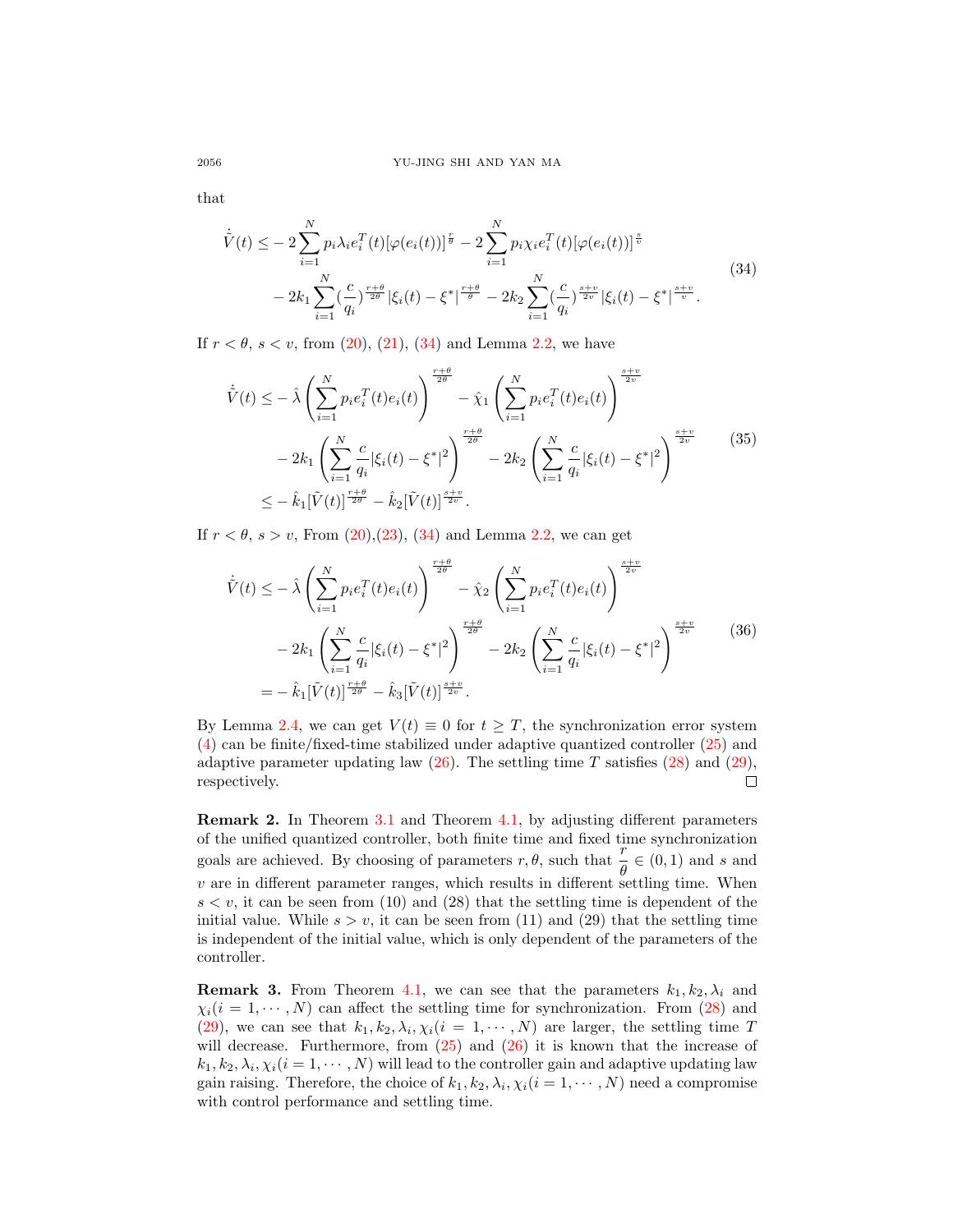that

$$
\begin{aligned}
\dot{\tilde{V}}(t) \leq & -2\sum_{i=1}^{N} p_i \lambda_i e_i^T(t)[\varphi(e_i(t))]^{\frac{r}{\theta}} - 2\sum_{i=1}^{N} p_i \chi_i e_i^T(t)[\varphi(e_i(t))]^{\frac{s}{v}} \\
& - 2k_1 \sum_{i=1}^{N} (\frac{c}{q_i})^{\frac{r+\theta}{2\theta}} |\xi_i(t) - \xi^*|^{\frac{r+\theta}{\theta}} - 2k_2 \sum_{i=1}^{N} (\frac{c}{q_i})^{\frac{s+v}{2v}} |\xi_i(t) - \xi^*|^{\frac{s+v}{v}}.
\end{aligned} \tag{34}
$$

If $r < \theta$, $s < v$, from (20), (21), (34) and Lemma 2.2, we have

$$
\begin{aligned}
\dot{\tilde{V}}(t) \leq & -\hat{\lambda}\left(\sum_{i=1}^{N} p_i e_i^T(t) e_i(t)\right)^{\frac{r+\theta}{2\theta}} - \hat{\chi}_1 \left(\sum_{i=1}^{N} p_i e_i^T(t) e_i(t)\right)^{\frac{s+v}{2v}} \\
& - 2k_1 \left(\sum_{i=1}^{N} \frac{c}{q_i} |\xi_i(t) - \xi^*|^2\right)^{\frac{r+\theta}{2\theta}} - 2k_2 \left(\sum_{i=1}^{N} \frac{c}{q_i} |\xi_i(t) - \xi^*|^2\right)^{\frac{s+v}{2v}} \\
\leq & -\hat{k}_1 [\tilde{V}(t)]^{\frac{r+\theta}{2\theta}} - \hat{k}_2 [\tilde{V}(t)]^{\frac{s+v}{2v}}.
\end{aligned} \tag{35}
$$

If $r < \theta$, $s > v$, From (20),(23), (34) and Lemma 2.2, we can get

$$
\begin{aligned}
\dot{\tilde{V}}(t) \leq & -\hat{\lambda}\left(\sum_{i=1}^{N} p_i e_i^T(t) e_i(t)\right)^{\frac{r+\theta}{2\theta}} - \hat{\chi}_2 \left(\sum_{i=1}^{N} p_i e_i^T(t) e_i(t)\right)^{\frac{s+v}{2v}} \\
& - 2k_1 \left(\sum_{i=1}^{N} \frac{c}{q_i} |\xi_i(t) - \xi^*|^2\right)^{\frac{r+\theta}{2\theta}} - 2k_2 \left(\sum_{i=1}^{N} \frac{c}{q_i} |\xi_i(t) - \xi^*|^2\right)^{\frac{s+v}{2v}} \\
= & -\hat{k}_1 [\tilde{V}(t)]^{\frac{r+\theta}{2\theta}} - \hat{k}_3 [\tilde{V}(t)]^{\frac{s+v}{2v}}.
\end{aligned} \tag{36}
$$

By Lemma 2.4, we can get $V(t) \equiv 0$ for $t \geq T$, the synchronization error system (4) can be finite/fixed-time stabilized under adaptive quantized controller (25) and adaptive parameter updating law (26). The settling time $T$ satisfies (28) and (29), respectively. □

**Remark 2.** In Theorem 3.1 and Theorem 4.1, by adjusting different parameters of the unified quantized controller, both finite time and fixed time synchronization goals are achieved. By choosing of parameters $r, \theta$, such that $\frac{r}{\theta} \in (0, 1)$ and $s$ and $v$ are in different parameter ranges, which results in different settling time. When $s < v$, it can be seen from (10) and (28) that the settling time is dependent of the initial value. While $s > v$, it can be seen from (11) and (29) that the settling time is independent of the initial value, which is only dependent of the parameters of the controller.

**Remark 3.** From Theorem 4.1, we can see that the parameters $k_1, k_2, \lambda_i$ and $\chi_i (i = 1, \cdots, N)$ can affect the settling time for synchronization. From (28) and (29), we can see that $k_1, k_2, \lambda_i, \chi_i (i = 1, \cdots, N)$ are larger, the settling time $T$ will decrease. Furthermore, from (25) and (26) it is known that the increase of $k_1, k_2, \lambda_i, \chi_i (i = 1, \cdots, N)$ will lead to the controller gain and adaptive updating law gain raising. Therefore, the choice of $k_1, k_2, \lambda_i, \chi_i (i = 1, \cdots, N)$ need a compromise with control performance and settling time.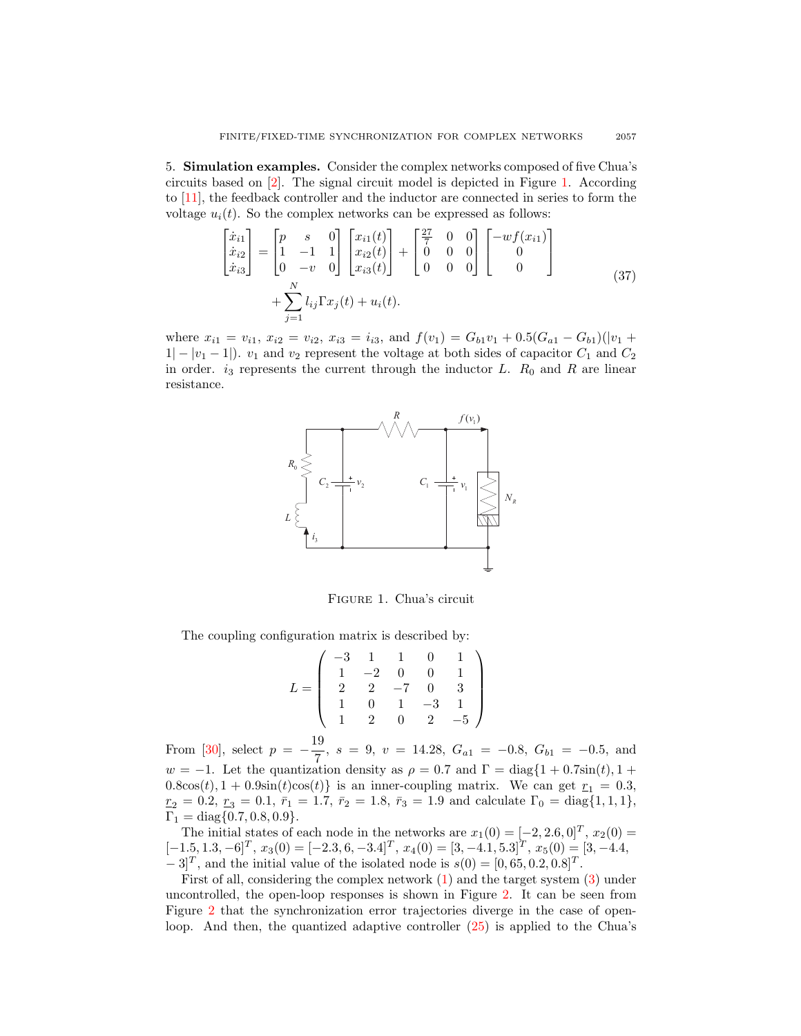5. **Simulation examples.** Consider the complex networks composed of five Chua's circuits based on [2]. The signal circuit model is depicted in Figure 1. According to [11], the feedback controller and the inductor are connected in series to form the voltage $u_i(t)$. So the complex networks can be expressed as follows:

$$
\begin{aligned}
\begin{bmatrix} \dot{x}_{i1} \\ \dot{x}_{i2} \\ \dot{x}_{i3} \end{bmatrix} = \begin{bmatrix} p & s & 0 \\ 1 & -1 & 1 \\ 0 & -v & 0 \end{bmatrix} \begin{bmatrix} x_{i1}(t) \\ x_{i2}(t) \\ x_{i3}(t) \end{bmatrix} + \begin{bmatrix} \frac{27}{7} & 0 & 0 \\ 0 & 0 & 0 \\ 0 & 0 & 0 \end{bmatrix} \begin{bmatrix} -wf(x_{i1}) \\ 0 \\ 0 \end{bmatrix} \\
+ \sum_{j=1}^{N} l_{ij} \Gamma x_j(t) + u_i(t).
\end{aligned} \tag{37}
$$

where $x_{i1} = v_{i1}$, $x_{i2} = v_{i2}$, $x_{i3} = i_{i3}$, and $f(v_1) = G_{b1}v_1 + 0.5(G_{a1} - G_{b1})(|v_1 + 1| - |v_1 - 1|)$. $v_1$ and $v_2$ represent the voltage at both sides of capacitor $C_1$ and $C_2$ in order. $i_3$ represents the current through the inductor $L$. $R_0$ and $R$ are linear resistance.

Figure 1. Chua's circuit

The coupling configuration matrix is described by:

$$
L = \begin{pmatrix} -3 & 1 & 1 & 0 & 1 \\ 1 & -2 & 0 & 0 & 1 \\ 2 & 2 & -7 & 0 & 3 \\ 1 & 0 & 1 & -3 & 1 \\ 1 & 2 & 0 & 2 & -5 \end{pmatrix}
$$

From [30], select $p = -\dfrac{19}{7}$, $s = 9$, $v = 14.28$, $G_{a1} = -0.8$, $G_{b1} = -0.5$, and $w = -1$. Let the quantization density as $\rho = 0.7$ and $\Gamma = \text{diag}\{1 + 0.7\sin(t), 1 + 0.8\cos(t), 1 + 0.9\sin(t)\cos(t)\}$ is an inner-coupling matrix. We can get $\underline{r}_1 = 0.3$, $\underline{r}_2 = 0.2$, $\underline{r}_3 = 0.1$, $\bar{r}_1 = 1.7$, $\bar{r}_2 = 1.8$, $\bar{r}_3 = 1.9$ and calculate $\Gamma_0 = \text{diag}\{1, 1, 1\}$, $\Gamma_1 = \text{diag}\{0.7, 0.8, 0.9\}$.

The initial states of each node in the networks are $x_1(0) = [-2, 2.6, 0]^T$, $x_2(0) = [-1.5, 1.3, -6]^T$, $x_3(0) = [-2.3, 6, -3.4]^T$, $x_4(0) = [3, -4.1, 5.3]^T$, $x_5(0) = [3, -4.4, -3]^T$, and the initial value of the isolated node is $s(0) = [0, 65, 0.2, 0.8]^T$.

First of all, considering the complex network (1) and the target system (3) under uncontrolled, the open-loop responses is shown in Figure 2. It can be seen from Figure 2 that the synchronization error trajectories diverge in the case of open-loop. And then, the quantized adaptive controller (25) is applied to the Chua's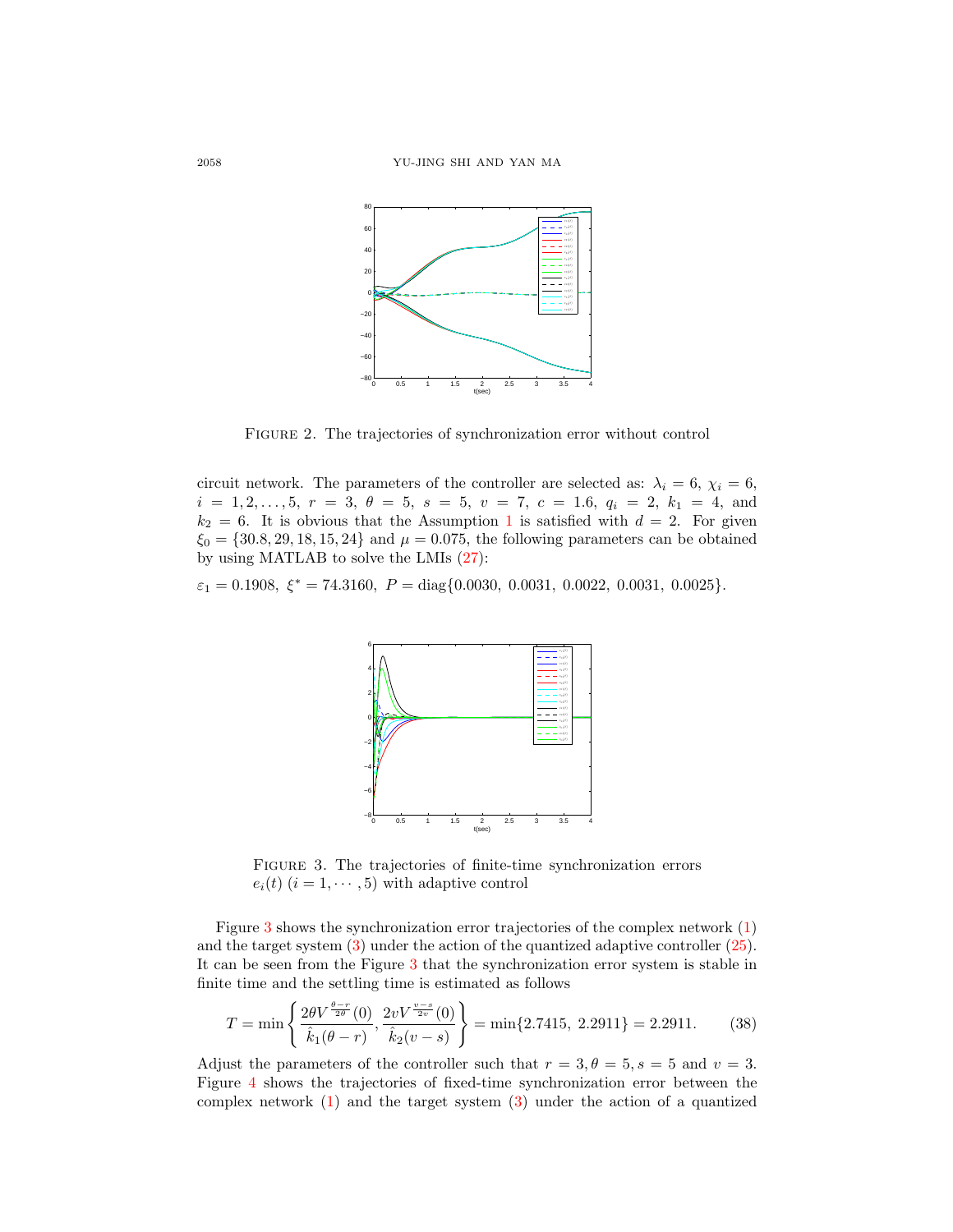FIGURE 2. The trajectories of synchronization error without control

circuit network. The parameters of the controller are selected as: $\lambda_i = 6$, $\chi_i = 6$, $i = 1, 2, \ldots, 5$, $r = 3$, $\theta = 5$, $s = 5$, $v = 7$, $c = 1.6$, $q_i = 2$, $k_1 = 4$, and $k_2 = 6$. It is obvious that the Assumption 1 is satisfied with $d = 2$. For given $\xi_0 = \{30.8, 29, 18, 15, 24\}$ and $\mu = 0.075$, the following parameters can be obtained by using MATLAB to solve the LMIs (27):

$$\varepsilon_1 = 0.1908,\ \xi^* = 74.3160,\ P = \mathrm{diag}\{0.0030,\ 0.0031,\ 0.0022,\ 0.0031,\ 0.0025\}.$$

FIGURE 3. The trajectories of finite-time synchronization errors $e_i(t)$ $(i = 1, \cdots, 5)$ with adaptive control

Figure 3 shows the synchronization error trajectories of the complex network (1) and the target system (3) under the action of the quantized adaptive controller (25). It can be seen from the Figure 3 that the synchronization error system is stable in finite time and the settling time is estimated as follows

$$T = \min\left\{ \frac{2\theta V^{\frac{\theta - r}{2\theta}}(0)}{\hat{k}_1(\theta - r)}, \frac{2v V^{\frac{v-s}{2v}}(0)}{\hat{k}_2(v - s)} \right\} = \min\{2.7415,\ 2.2911\} = 2.2911. \tag{38}$$

Adjust the parameters of the controller such that $r = 3, \theta = 5, s = 5$ and $v = 3$. Figure 4 shows the trajectories of fixed-time synchronization error between the complex network (1) and the target system (3) under the action of a quantized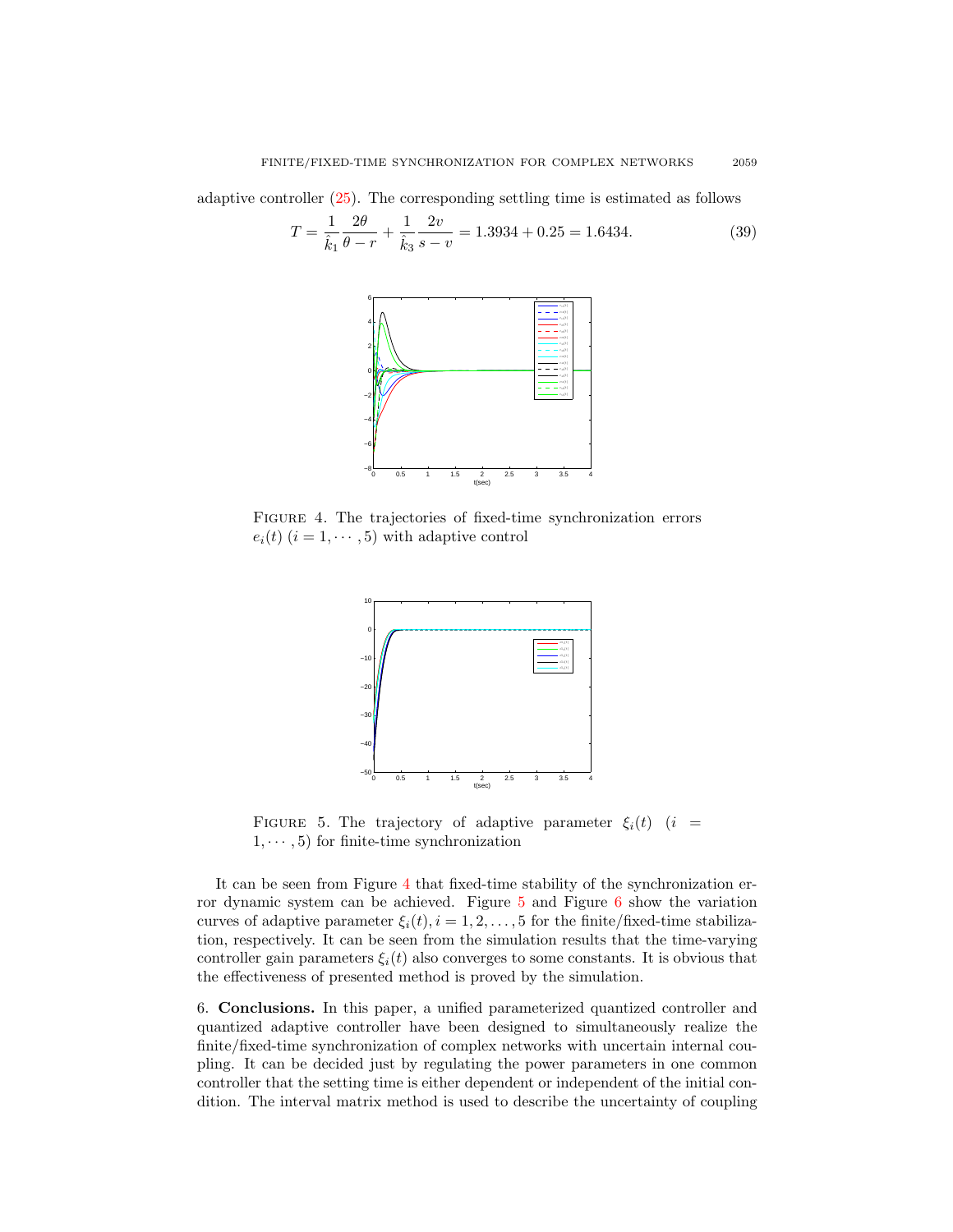adaptive controller (25). The corresponding settling time is estimated as follows

$$T = \frac{1}{\hat{k}_1}\frac{2\theta}{\theta - r} + \frac{1}{\hat{k}_3}\frac{2v}{s - v} = 1.3934 + 0.25 = 1.6434. \tag{39}$$

FIGURE 4. The trajectories of fixed-time synchronization errors $e_i(t)$ $(i = 1, \cdots, 5)$ with adaptive control

FIGURE 5. The trajectory of adaptive parameter $\xi_i(t)$ $(i = 1, \cdots, 5)$ for finite-time synchronization

It can be seen from Figure 4 that fixed-time stability of the synchronization error dynamic system can be achieved. Figure 5 and Figure 6 show the variation curves of adaptive parameter $\xi_i(t), i = 1, 2, \ldots, 5$ for the finite/fixed-time stabilization, respectively. It can be seen from the simulation results that the time-varying controller gain parameters $\xi_i(t)$ also converges to some constants. It is obvious that the effectiveness of presented method is proved by the simulation.

6. **Conclusions.** In this paper, a unified parameterized quantized controller and quantized adaptive controller have been designed to simultaneously realize the finite/fixed-time synchronization of complex networks with uncertain internal coupling. It can be decided just by regulating the power parameters in one common controller that the setting time is either dependent or independent of the initial condition. The interval matrix method is used to describe the uncertainty of coupling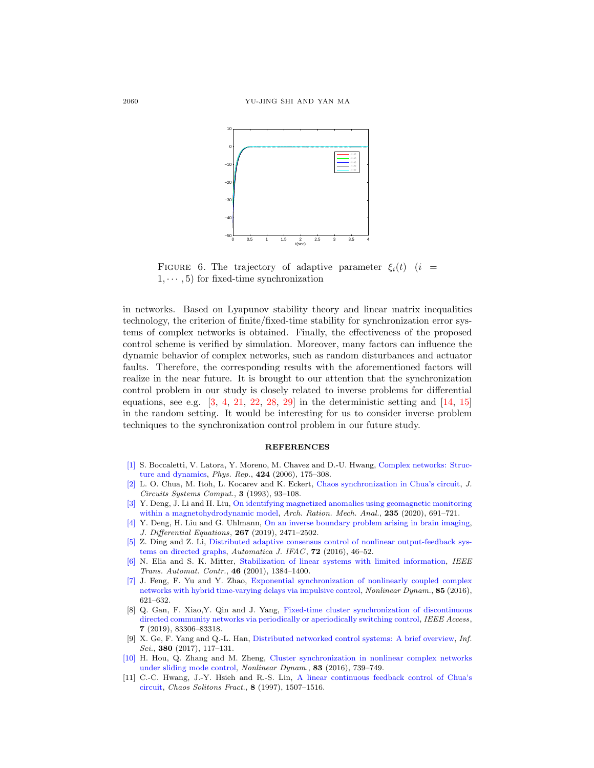FIGURE 6. The trajectory of adaptive parameter $\xi_i(t)$ $(i = 1, \cdots, 5)$ for fixed-time synchronization

in networks. Based on Lyapunov stability theory and linear matrix inequalities technology, the criterion of finite/fixed-time stability for synchronization error systems of complex networks is obtained. Finally, the effectiveness of the proposed control scheme is verified by simulation. Moreover, many factors can influence the dynamic behavior of complex networks, such as random disturbances and actuator faults. Therefore, the corresponding results with the aforementioned factors will realize in the near future. It is brought to our attention that the synchronization control problem in our study is closely related to inverse problems for differential equations, see e.g. [3, 4, 21, 22, 28, 29] in the deterministic setting and [14, 15] in the random setting. It would be interesting for us to consider inverse problem techniques to the synchronization control problem in our future study.

## REFERENCES

[1] S. Boccaletti, V. Latora, Y. Moreno, M. Chavez and D.-U. Hwang, Complex networks: Structure and dynamics, *Phys. Rep.*, **424** (2006), 175–308.

[2] L. O. Chua, M. Itoh, L. Kocarev and K. Eckert, Chaos synchronization in Chua's circuit, *J. Circuits Systems Comput.*, **3** (1993), 93–108.

[3] Y. Deng, J. Li and H. Liu, On identifying magnetized anomalies using geomagnetic monitoring within a magnetohydrodynamic model, *Arch. Ration. Mech. Anal.*, **235** (2020), 691–721.

[4] Y. Deng, H. Liu and G. Uhlmann, On an inverse boundary problem arising in brain imaging, *J. Differential Equations*, **267** (2019), 2471–2502.

[5] Z. Ding and Z. Li, Distributed adaptive consensus control of nonlinear output-feedback systems on directed graphs, *Automatica J. IFAC*, **72** (2016), 46–52.

[6] N. Elia and S. K. Mitter, Stabilization of linear systems with limited information, *IEEE Trans. Automat. Contr.*, **46** (2001), 1384–1400.

[7] J. Feng, F. Yu and Y. Zhao, Exponential synchronization of nonlinearly coupled complex networks with hybrid time-varying delays via impulsive control, *Nonlinear Dynam.*, **85** (2016), 621–632.

[8] Q. Gan, F. Xiao,Y. Qin and J. Yang, Fixed-time cluster synchronization of discontinuous directed community networks via periodically or aperiodically switching control, *IEEE Access*, **7** (2019), 83306–83318.

[9] X. Ge, F. Yang and Q.-L. Han, Distributed networked control systems: A brief overview, *Inf. Sci.*, **380** (2017), 117–131.

[10] H. Hou, Q. Zhang and M. Zheng, Cluster synchronization in nonlinear complex networks under sliding mode control, *Nonlinear Dynam.*, **83** (2016), 739–749.

[11] C.-C. Hwang, J.-Y. Hsieh and R.-S. Lin, A linear continuous feedback control of Chua's circuit, *Chaos Solitons Fract.*, **8** (1997), 1507–1516.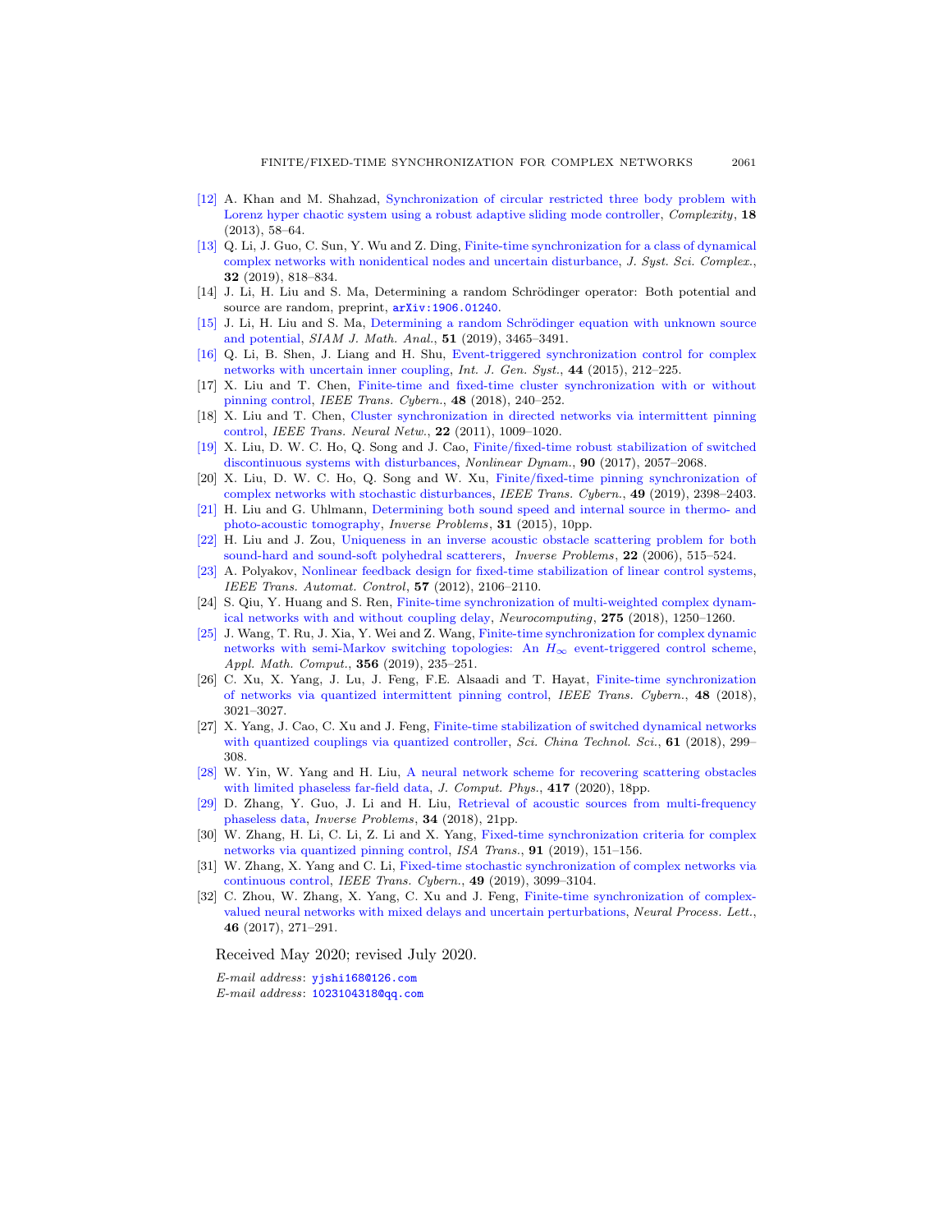[12] A. Khan and M. Shahzad, Synchronization of circular restricted three body problem with Lorenz hyper chaotic system using a robust adaptive sliding mode controller, *Complexity*, **18** (2013), 58–64.

[13] Q. Li, J. Guo, C. Sun, Y. Wu and Z. Ding, Finite-time synchronization for a class of dynamical complex networks with nonidentical nodes and uncertain disturbance, *J. Syst. Sci. Complex.*, **32** (2019), 818–834.

[14] J. Li, H. Liu and S. Ma, Determining a random Schrödinger operator: Both potential and source are random, preprint, arXiv:1906.01240.

[15] J. Li, H. Liu and S. Ma, Determining a random Schrödinger equation with unknown source and potential, *SIAM J. Math. Anal.*, **51** (2019), 3465–3491.

[16] Q. Li, B. Shen, J. Liang and H. Shu, Event-triggered synchronization control for complex networks with uncertain inner coupling, *Int. J. Gen. Syst.*, **44** (2015), 212–225.

[17] X. Liu and T. Chen, Finite-time and fixed-time cluster synchronization with or without pinning control, *IEEE Trans. Cybern.*, **48** (2018), 240–252.

[18] X. Liu and T. Chen, Cluster synchronization in directed networks via intermittent pinning control, *IEEE Trans. Neural Netw.*, **22** (2011), 1009–1020.

[19] X. Liu, D. W. C. Ho, Q. Song and J. Cao, Finite/fixed-time robust stabilization of switched discontinuous systems with disturbances, *Nonlinear Dynam.*, **90** (2017), 2057–2068.

[20] X. Liu, D. W. C. Ho, Q. Song and W. Xu, Finite/fixed-time pinning synchronization of complex networks with stochastic disturbances, *IEEE Trans. Cybern.*, **49** (2019), 2398–2403.

[21] H. Liu and G. Uhlmann, Determining both sound speed and internal source in thermo- and photo-acoustic tomography, *Inverse Problems*, **31** (2015), 10pp.

[22] H. Liu and J. Zou, Uniqueness in an inverse acoustic obstacle scattering problem for both sound-hard and sound-soft polyhedral scatterers, *Inverse Problems*, **22** (2006), 515–524.

[23] A. Polyakov, Nonlinear feedback design for fixed-time stabilization of linear control systems, *IEEE Trans. Automat. Control*, **57** (2012), 2106–2110.

[24] S. Qiu, Y. Huang and S. Ren, Finite-time synchronization of multi-weighted complex dynamical networks with and without coupling delay, *Neurocomputing*, **275** (2018), 1250–1260.

[25] J. Wang, T. Ru, J. Xia, Y. Wei and Z. Wang, Finite-time synchronization for complex dynamic networks with semi-Markov switching topologies: An $H_\infty$ event-triggered control scheme, *Appl. Math. Comput.*, **356** (2019), 235–251.

[26] C. Xu, X. Yang, J. Lu, J. Feng, F.E. Alsaadi and T. Hayat, Finite-time synchronization of networks via quantized intermittent pinning control, *IEEE Trans. Cybern.*, **48** (2018), 3021–3027.

[27] X. Yang, J. Cao, C. Xu and J. Feng, Finite-time stabilization of switched dynamical networks with quantized couplings via quantized controller, *Sci. China Technol. Sci.*, **61** (2018), 299–308.

[28] W. Yin, W. Yang and H. Liu, A neural network scheme for recovering scattering obstacles with limited phaseless far-field data, *J. Comput. Phys.*, **417** (2020), 18pp.

[29] D. Zhang, Y. Guo, J. Li and H. Liu, Retrieval of acoustic sources from multi-frequency phaseless data, *Inverse Problems*, **34** (2018), 21pp.

[30] W. Zhang, H. Li, C. Li, Z. Li and X. Yang, Fixed-time synchronization criteria for complex networks via quantized pinning control, *ISA Trans.*, **91** (2019), 151–156.

[31] W. Zhang, X. Yang and C. Li, Fixed-time stochastic synchronization of complex networks via continuous control, *IEEE Trans. Cybern.*, **49** (2019), 3099–3104.

[32] C. Zhou, W. Zhang, X. Yang, C. Xu and J. Feng, Finite-time synchronization of complex-valued neural networks with mixed delays and uncertain perturbations, *Neural Process. Lett.*, **46** (2017), 271–291.

Received May 2020; revised July 2020.

*E-mail address*: yjshi168@126.com
*E-mail address*: 1023104318@qq.com